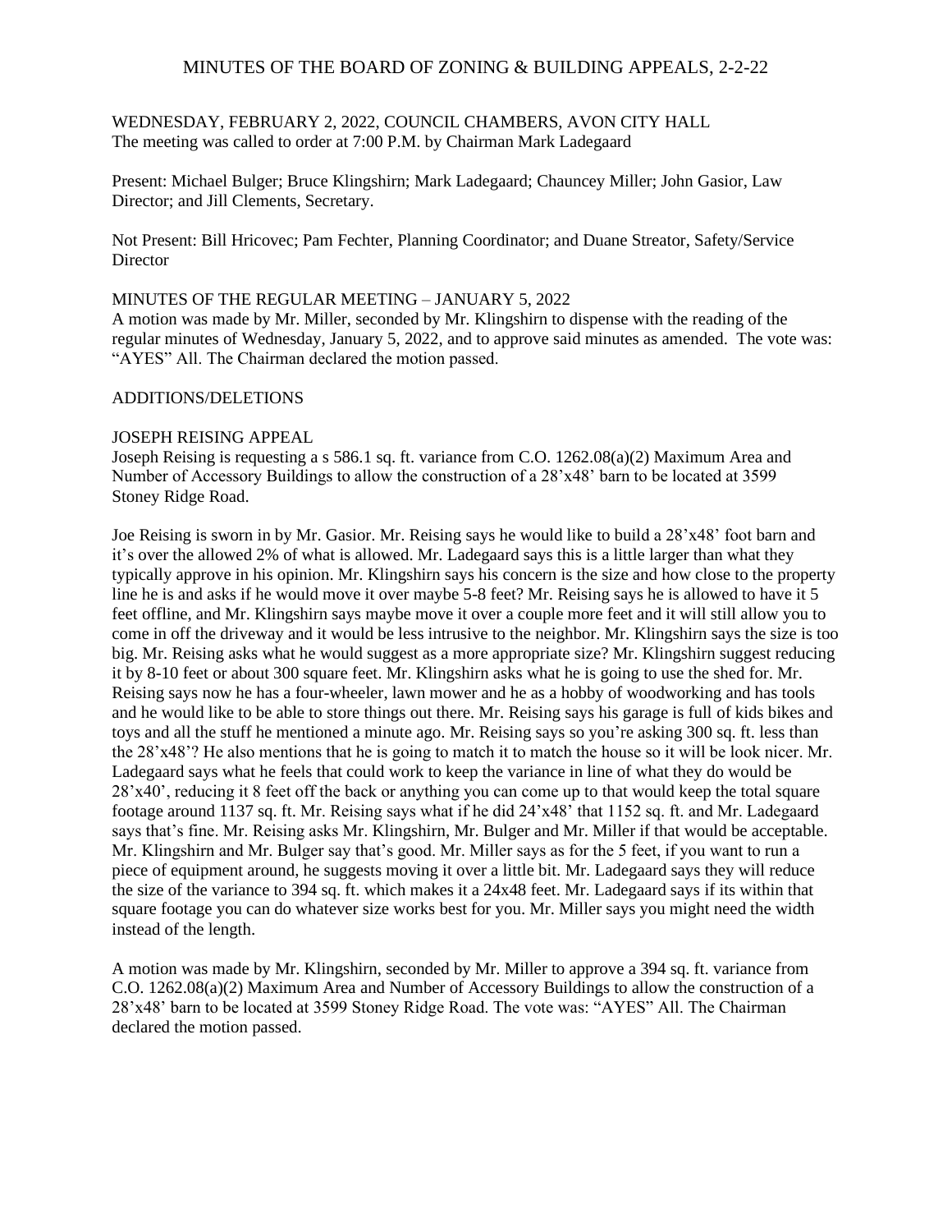# MINUTES OF THE BOARD OF ZONING & BUILDING APPEALS, 2-2-22

WEDNESDAY, FEBRUARY 2, 2022, COUNCIL CHAMBERS, AVON CITY HALL
The meeting was called to order at 7:00 P.M. by Chairman Mark Ladegaard

Present: Michael Bulger; Bruce Klingshirn; Mark Ladegaard; Chauncey Miller; John Gasior, Law Director; and Jill Clements, Secretary.

Not Present: Bill Hricovec; Pam Fechter, Planning Coordinator; and Duane Streator, Safety/Service Director

MINUTES OF THE REGULAR MEETING – JANUARY 5, 2022
A motion was made by Mr. Miller, seconded by Mr. Klingshirn to dispense with the reading of the regular minutes of Wednesday, January 5, 2022, and to approve said minutes as amended. The vote was: "AYES" All. The Chairman declared the motion passed.

ADDITIONS/DELETIONS

JOSEPH REISING APPEAL
Joseph Reising is requesting a s 586.1 sq. ft. variance from C.O. 1262.08(a)(2) Maximum Area and Number of Accessory Buildings to allow the construction of a 28'x48' barn to be located at 3599 Stoney Ridge Road.

Joe Reising is sworn in by Mr. Gasior. Mr. Reising says he would like to build a 28'x48' foot barn and it's over the allowed 2% of what is allowed. Mr. Ladegaard says this is a little larger than what they typically approve in his opinion. Mr. Klingshirn says his concern is the size and how close to the property line he is and asks if he would move it over maybe 5-8 feet? Mr. Reising says he is allowed to have it 5 feet offline, and Mr. Klingshirn says maybe move it over a couple more feet and it will still allow you to come in off the driveway and it would be less intrusive to the neighbor. Mr. Klingshirn says the size is too big. Mr. Reising asks what he would suggest as a more appropriate size? Mr. Klingshirn suggest reducing it by 8-10 feet or about 300 square feet. Mr. Klingshirn asks what he is going to use the shed for. Mr. Reising says now he has a four-wheeler, lawn mower and he as a hobby of woodworking and has tools and he would like to be able to store things out there. Mr. Reising says his garage is full of kids bikes and toys and all the stuff he mentioned a minute ago. Mr. Reising says so you're asking 300 sq. ft. less than the 28'x48'? He also mentions that he is going to match it to match the house so it will be look nicer. Mr. Ladegaard says what he feels that could work to keep the variance in line of what they do would be 28'x40', reducing it 8 feet off the back or anything you can come up to that would keep the total square footage around 1137 sq. ft. Mr. Reising says what if he did 24'x48' that 1152 sq. ft. and Mr. Ladegaard says that's fine. Mr. Reising asks Mr. Klingshirn, Mr. Bulger and Mr. Miller if that would be acceptable. Mr. Klingshirn and Mr. Bulger say that's good. Mr. Miller says as for the 5 feet, if you want to run a piece of equipment around, he suggests moving it over a little bit. Mr. Ladegaard says they will reduce the size of the variance to 394 sq. ft. which makes it a 24x48 feet. Mr. Ladegaard says if its within that square footage you can do whatever size works best for you. Mr. Miller says you might need the width instead of the length.

A motion was made by Mr. Klingshirn, seconded by Mr. Miller to approve a 394 sq. ft. variance from C.O. 1262.08(a)(2) Maximum Area and Number of Accessory Buildings to allow the construction of a 28'x48' barn to be located at 3599 Stoney Ridge Road. The vote was: "AYES" All. The Chairman declared the motion passed.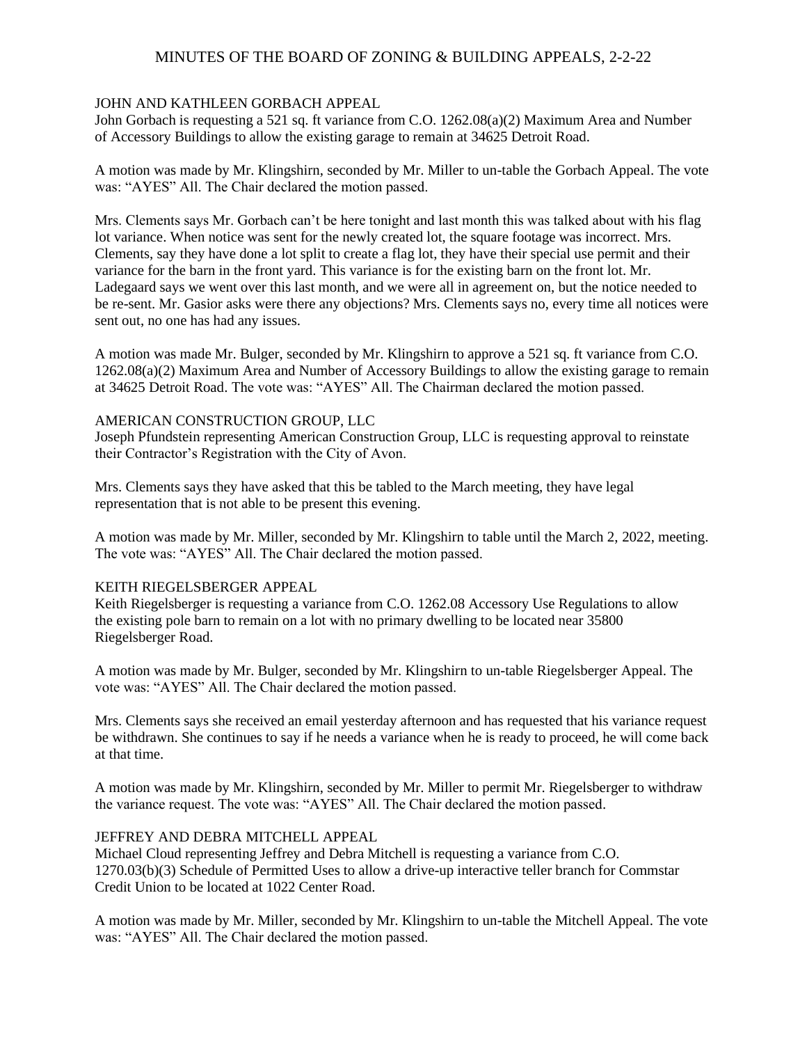MINUTES OF THE BOARD OF ZONING & BUILDING APPEALS, 2-2-22

JOHN AND KATHLEEN GORBACH APPEAL
John Gorbach is requesting a 521 sq. ft variance from C.O. 1262.08(a)(2) Maximum Area and Number of Accessory Buildings to allow the existing garage to remain at 34625 Detroit Road.

A motion was made by Mr. Klingshirn, seconded by Mr. Miller to un-table the Gorbach Appeal. The vote was: "AYES" All. The Chair declared the motion passed.

Mrs. Clements says Mr. Gorbach can't be here tonight and last month this was talked about with his flag lot variance. When notice was sent for the newly created lot, the square footage was incorrect. Mrs. Clements, say they have done a lot split to create a flag lot, they have their special use permit and their variance for the barn in the front yard. This variance is for the existing barn on the front lot. Mr. Ladegaard says we went over this last month, and we were all in agreement on, but the notice needed to be re-sent. Mr. Gasior asks were there any objections? Mrs. Clements says no, every time all notices were sent out, no one has had any issues.

A motion was made Mr. Bulger, seconded by Mr. Klingshirn to approve a 521 sq. ft variance from C.O. 1262.08(a)(2) Maximum Area and Number of Accessory Buildings to allow the existing garage to remain at 34625 Detroit Road. The vote was: "AYES" All. The Chairman declared the motion passed.

AMERICAN CONSTRUCTION GROUP, LLC
Joseph Pfundstein representing American Construction Group, LLC is requesting approval to reinstate their Contractor's Registration with the City of Avon.

Mrs. Clements says they have asked that this be tabled to the March meeting, they have legal representation that is not able to be present this evening.

A motion was made by Mr. Miller, seconded by Mr. Klingshirn to table until the March 2, 2022, meeting. The vote was: "AYES" All. The Chair declared the motion passed.

KEITH RIEGELSBERGER APPEAL
Keith Riegelsberger is requesting a variance from C.O. 1262.08 Accessory Use Regulations to allow the existing pole barn to remain on a lot with no primary dwelling to be located near 35800 Riegelsberger Road.

A motion was made by Mr. Bulger, seconded by Mr. Klingshirn to un-table Riegelsberger Appeal. The vote was: "AYES" All. The Chair declared the motion passed.

Mrs. Clements says she received an email yesterday afternoon and has requested that his variance request be withdrawn. She continues to say if he needs a variance when he is ready to proceed, he will come back at that time.

A motion was made by Mr. Klingshirn, seconded by Mr. Miller to permit Mr. Riegelsberger to withdraw the variance request. The vote was: "AYES" All. The Chair declared the motion passed.

JEFFREY AND DEBRA MITCHELL APPEAL
Michael Cloud representing Jeffrey and Debra Mitchell is requesting a variance from C.O. 1270.03(b)(3) Schedule of Permitted Uses to allow a drive-up interactive teller branch for Commstar Credit Union to be located at 1022 Center Road.

A motion was made by Mr. Miller, seconded by Mr. Klingshirn to un-table the Mitchell Appeal. The vote was: "AYES" All. The Chair declared the motion passed.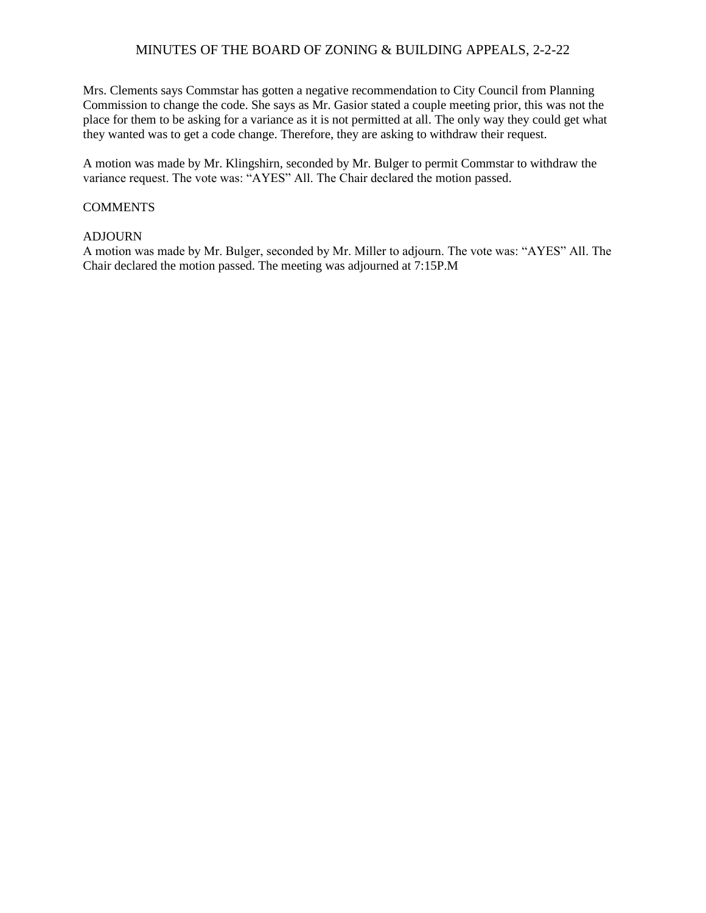Mrs. Clements says Commstar has gotten a negative recommendation to City Council from Planning Commission to change the code. She says as Mr. Gasior stated a couple meeting prior, this was not the place for them to be asking for a variance as it is not permitted at all. The only way they could get what they wanted was to get a code change. Therefore, they are asking to withdraw their request.

A motion was made by Mr. Klingshirn, seconded by Mr. Bulger to permit Commstar to withdraw the variance request. The vote was: "AYES" All. The Chair declared the motion passed.

COMMENTS

ADJOURN
A motion was made by Mr. Bulger, seconded by Mr. Miller to adjourn. The vote was: "AYES" All. The Chair declared the motion passed. The meeting was adjourned at 7:15P.M